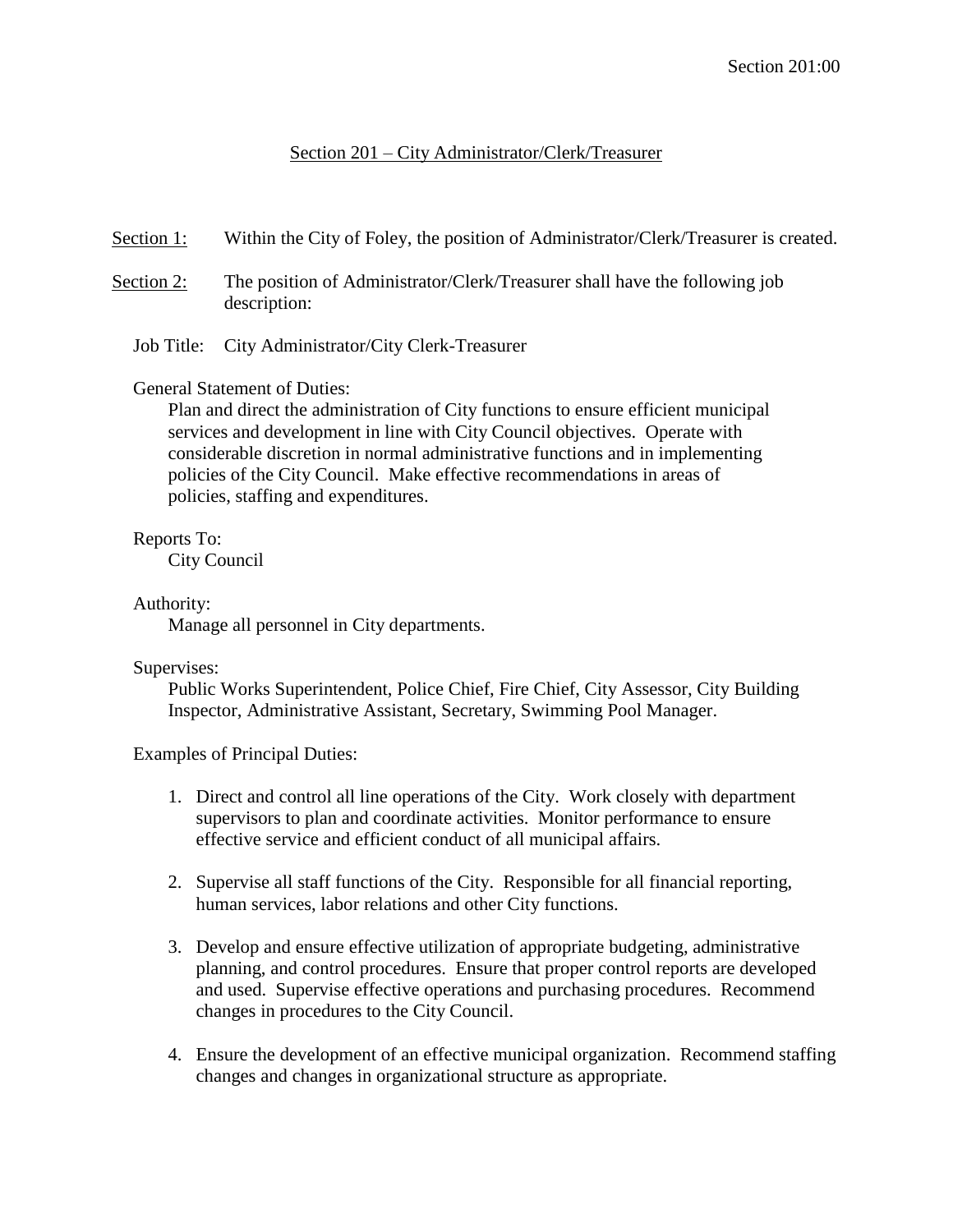# Section 201 – City Administrator/Clerk/Treasurer

<u>Section 1:</u> Within the City of Foley, the position of Administrator/Clerk/Treasurer is created.

<u>Section 2:</u> The position of Administrator/Clerk/Treasurer shall have the following job description:

Job Title: City Administrator/City Clerk-Treasurer

General Statement of Duties:

Plan and direct the administration of City functions to ensure efficient municipal services and development in line with City Council objectives. Operate with considerable discretion in normal administrative functions and in implementing policies of the City Council. Make effective recommendations in areas of policies, staffing and expenditures.

Reports To:

City Council

Authority:

Manage all personnel in City departments.

Supervises:

Public Works Superintendent, Police Chief, Fire Chief, City Assessor, City Building Inspector, Administrative Assistant, Secretary, Swimming Pool Manager.

Examples of Principal Duties:

1. Direct and control all line operations of the City. Work closely with department supervisors to plan and coordinate activities. Monitor performance to ensure effective service and efficient conduct of all municipal affairs.

2. Supervise all staff functions of the City. Responsible for all financial reporting, human services, labor relations and other City functions.

3. Develop and ensure effective utilization of appropriate budgeting, administrative planning, and control procedures. Ensure that proper control reports are developed and used. Supervise effective operations and purchasing procedures. Recommend changes in procedures to the City Council.

4. Ensure the development of an effective municipal organization. Recommend staffing changes and changes in organizational structure as appropriate.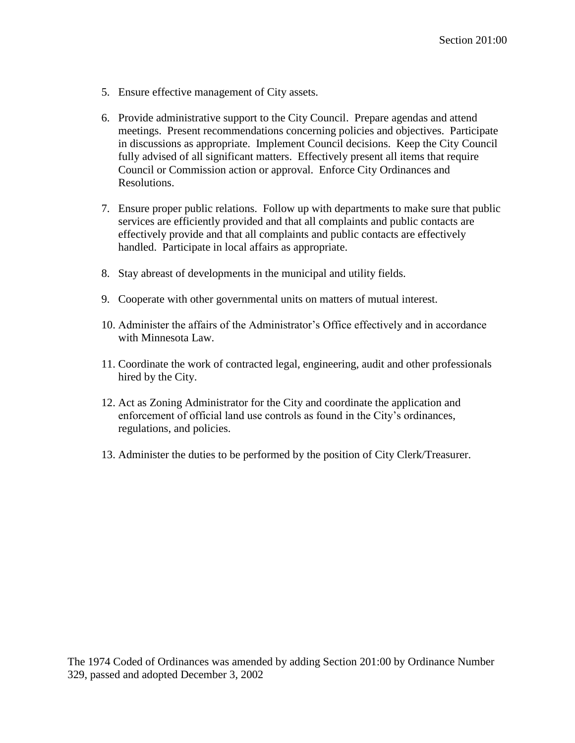5. Ensure effective management of City assets.

6. Provide administrative support to the City Council. Prepare agendas and attend meetings. Present recommendations concerning policies and objectives. Participate in discussions as appropriate. Implement Council decisions. Keep the City Council fully advised of all significant matters. Effectively present all items that require Council or Commission action or approval. Enforce City Ordinances and Resolutions.

7. Ensure proper public relations. Follow up with departments to make sure that public services are efficiently provided and that all complaints and public contacts are effectively provide and that all complaints and public contacts are effectively handled. Participate in local affairs as appropriate.

8. Stay abreast of developments in the municipal and utility fields.

9. Cooperate with other governmental units on matters of mutual interest.

10. Administer the affairs of the Administrator's Office effectively and in accordance with Minnesota Law.

11. Coordinate the work of contracted legal, engineering, audit and other professionals hired by the City.

12. Act as Zoning Administrator for the City and coordinate the application and enforcement of official land use controls as found in the City's ordinances, regulations, and policies.

13. Administer the duties to be performed by the position of City Clerk/Treasurer.

The 1974 Coded of Ordinances was amended by adding Section 201:00 by Ordinance Number 329, passed and adopted December 3, 2002